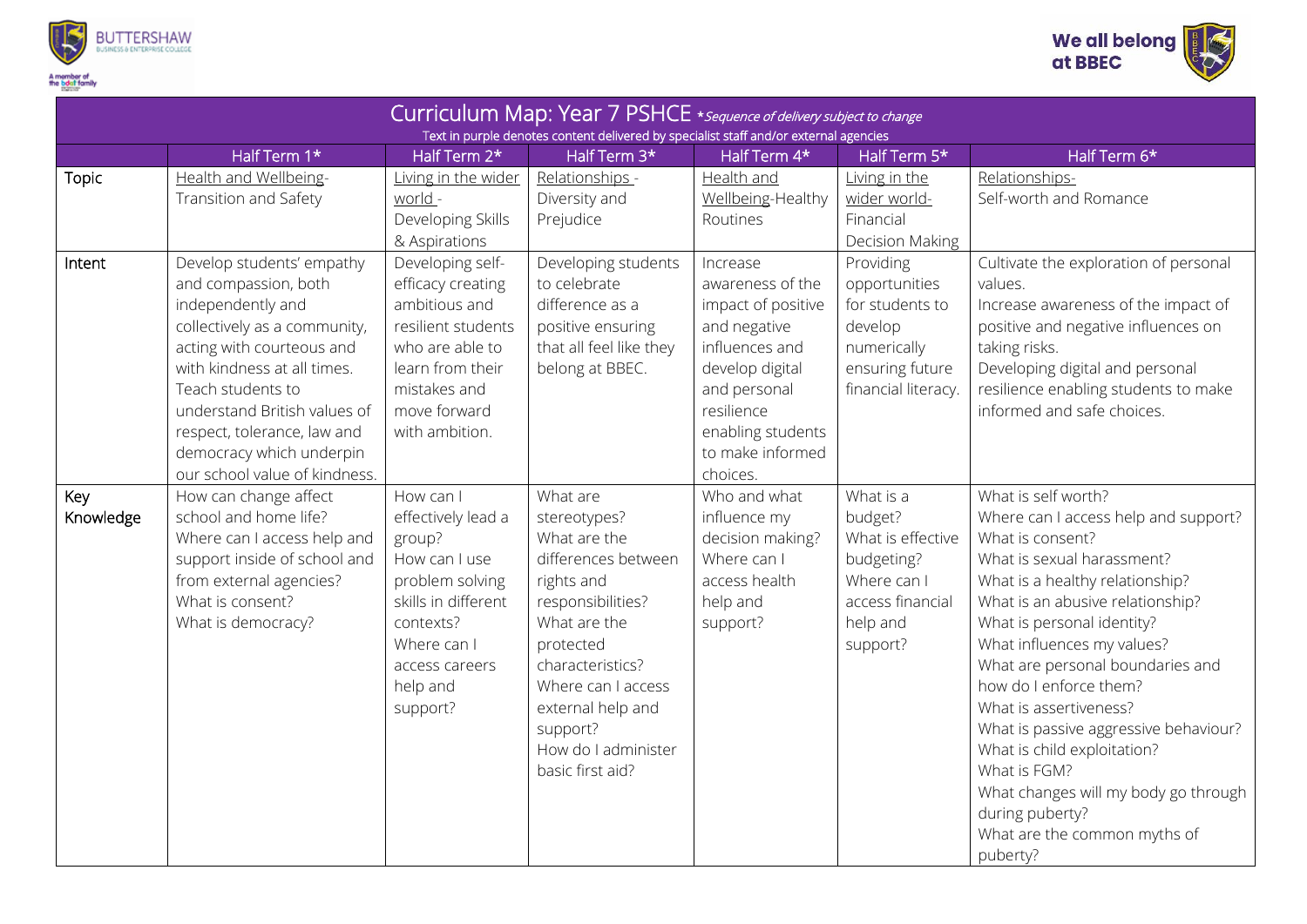# Curriculum Map: Year 7 PSHCE *Sequence of delivery subject to change

Text in purple denotes content delivered by specialist staff and/or external agencies

| | Half Term 1* | Half Term 2* | Half Term 3* | Half Term 4* | Half Term 5* | Half Term 6* |
|---|---|---|---|---|---|---|
| Topic | Health and Wellbeing- Transition and Safety | Living in the wider world - Developing Skills & Aspirations | Relationships - Diversity and Prejudice | Health and Wellbeing-Healthy Routines | Living in the wider world- Financial Decision Making | Relationships- Self-worth and Romance |
| Intent | Develop students' empathy and compassion, both independently and collectively as a community, acting with courteous and with kindness at all times. Teach students to understand British values of respect, tolerance, law and democracy which underpin our school value of kindness. | Developing self-efficacy creating ambitious and resilient students who are able to learn from their mistakes and move forward with ambition. | Developing students to celebrate difference as a positive ensuring that all feel like they belong at BBEC. | Increase awareness of the impact of positive and negative influences and develop digital and personal resilience enabling students to make informed choices. | Providing opportunities for students to develop numerically ensuring future financial literacy. | Cultivate the exploration of personal values.<br>Increase awareness of the impact of positive and negative influences on taking risks.<br>Developing digital and personal resilience enabling students to make informed and safe choices. |
| Key Knowledge | How can change affect school and home life?<br>Where can I access help and support inside of school and from external agencies?<br>What is consent?<br>What is democracy? | How can I effectively lead a group?<br>How can I use problem solving skills in different contexts?<br>Where can I access careers help and support? | What are stereotypes?<br>What are the differences between rights and responsibilities?<br>What are the protected characteristics?<br>Where can I access external help and support?<br>How do I administer basic first aid? | Who and what influence my decision making?<br>Where can I access health help and support? | What is a budget?<br>What is effective budgeting?<br>Where can I access financial help and support? | What is self worth?<br>Where can I access help and support?<br>What is consent?<br>What is sexual harassment?<br>What is a healthy relationship?<br>What is an abusive relationship?<br>What is personal identity?<br>What influences my values?<br>What are personal boundaries and how do I enforce them?<br>What is assertiveness?<br>What is passive aggressive behaviour?<br>What is child exploitation?<br>What is FGM?<br>What changes will my body go through during puberty?<br>What are the common myths of puberty? |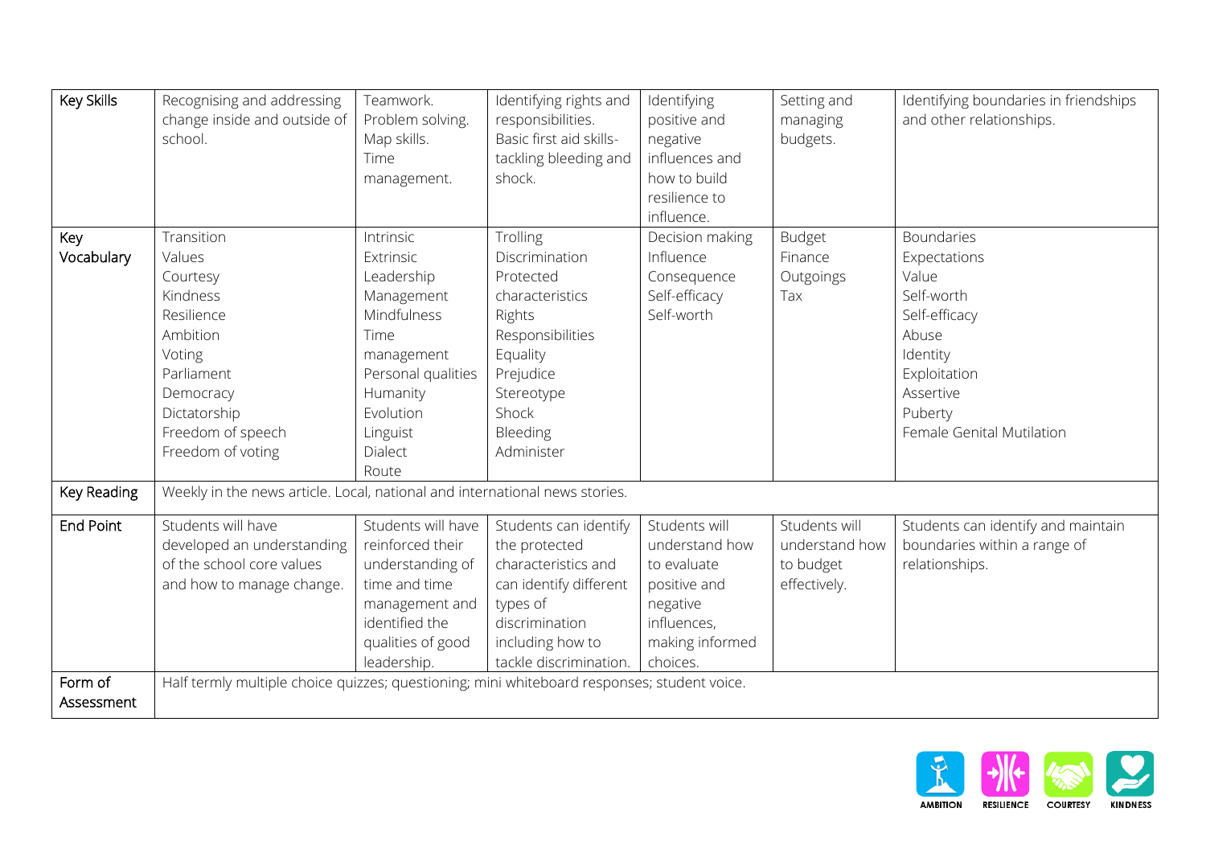| | | | | | | |
|---|---|---|---|---|---|---|
| Key Skills | Recognising and addressing change inside and outside of school. | Teamwork.<br>Problem solving.<br>Map skills.<br>Time management. | Identifying rights and responsibilities.<br>Basic first aid skills- tackling bleeding and shock. | Identifying positive and negative influences and how to build resilience to influence. | Setting and managing budgets. | Identifying boundaries in friendships and other relationships. |
| Key Vocabulary | Transition<br>Values<br>Courtesy<br>Kindness<br>Resilience<br>Ambition<br>Voting<br>Parliament<br>Democracy<br>Dictatorship<br>Freedom of speech<br>Freedom of voting | Intrinsic<br>Extrinsic<br>Leadership<br>Management<br>Mindfulness<br>Time management<br>Personal qualities<br>Humanity<br>Evolution<br>Linguist<br>Dialect<br>Route | Trolling<br>Discrimination<br>Protected characteristics<br>Rights<br>Responsibilities<br>Equality<br>Prejudice<br>Stereotype<br>Shock<br>Bleeding<br>Administer | Decision making<br>Influence<br>Consequence<br>Self-efficacy<br>Self-worth | Budget<br>Finance<br>Outgoings<br>Tax | Boundaries<br>Expectations<br>Value<br>Self-worth<br>Self-efficacy<br>Abuse<br>Identity<br>Exploitation<br>Assertive<br>Puberty<br>Female Genital Mutilation |
| Key Reading | Weekly in the news article. Local, national and international news stories. | | | | | |
| End Point | Students will have developed an understanding of the school core values and how to manage change. | Students will have reinforced their understanding of time and time management and identified the qualities of good leadership. | Students can identify the protected characteristics and can identify different types of discrimination including how to tackle discrimination. | Students will understand how to evaluate positive and negative influences, making informed choices. | Students will understand how to budget effectively. | Students can identify and maintain boundaries within a range of relationships. |
| Form of Assessment | Half termly multiple choice quizzes; questioning; mini whiteboard responses; student voice. | | | | | |

AMBITION RESILIENCE COURTESY KINDNESS